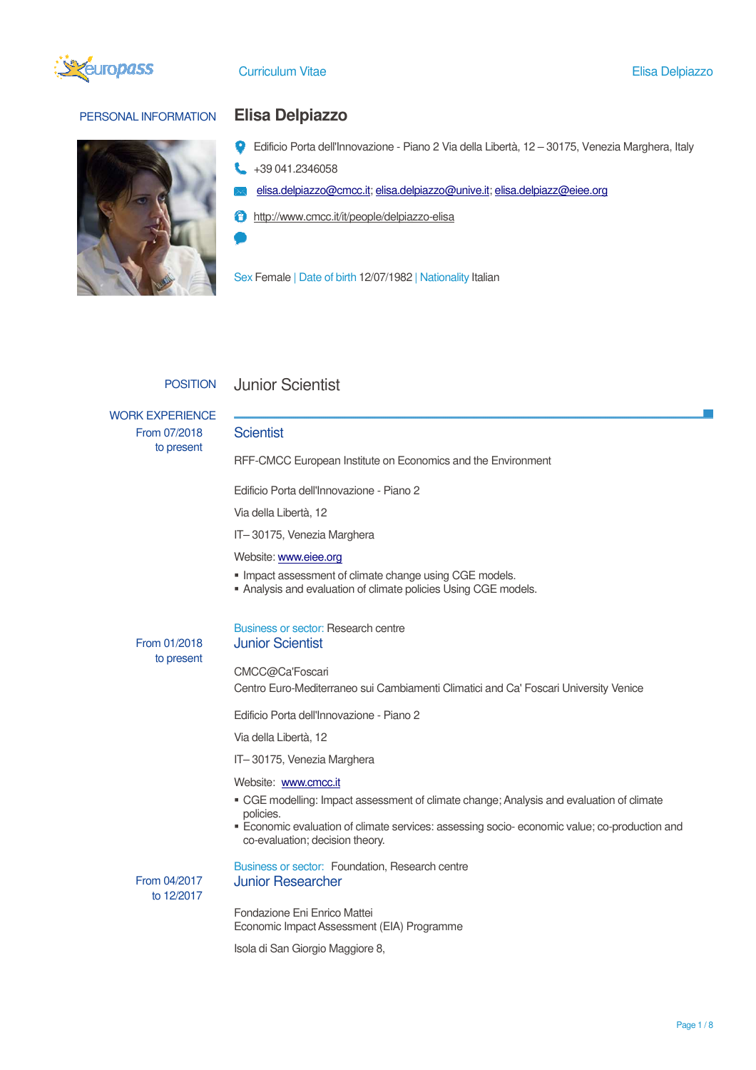# Curriculum Vitae

## PERSONAL INFORMATION

### Elisa Delpiazzo

Edificio Porta dell'Innovazione - Piano 2 Via della Libertà, 12 – 30175, Venezia Marghera, Italy

+39 041.2346058

elisa.delpiazzo@cmcc.it; elisa.delpiazzo@unive.it; elisa.delpiazz@eiee.org

http://www.cmcc.it/it/people/delpiazzo-elisa

Sex Female | Date of birth 12/07/1982 | Nationality Italian

## POSITION

Junior Scientist

## WORK EXPERIENCE

**From 07/2018 to present**

### Scientist

RFF-CMCC European Institute on Economics and the Environment

Edificio Porta dell'Innovazione - Piano 2

Via della Libertà, 12

IT– 30175, Venezia Marghera

Website: www.eiee.org

- Impact assessment of climate change using CGE models.
- Analysis and evaluation of climate policies Using CGE models.

Business or sector: Research centre

**From 01/2018 to present**

### Junior Scientist

CMCC@Ca'Foscari
Centro Euro-Mediterraneo sui Cambiamenti Climatici and Ca' Foscari University Venice

Edificio Porta dell'Innovazione - Piano 2

Via della Libertà, 12

IT– 30175, Venezia Marghera

Website: www.cmcc.it

- CGE modelling: Impact assessment of climate change; Analysis and evaluation of climate policies.
- Economic evaluation of climate services: assessing socio- economic value; co-production and co-evaluation; decision theory.

Business or sector: Foundation, Research centre

**From 04/2017 to 12/2017**

### Junior Researcher

Fondazione Eni Enrico Mattei
Economic Impact Assessment (EIA) Programme

Isola di San Giorgio Maggiore 8,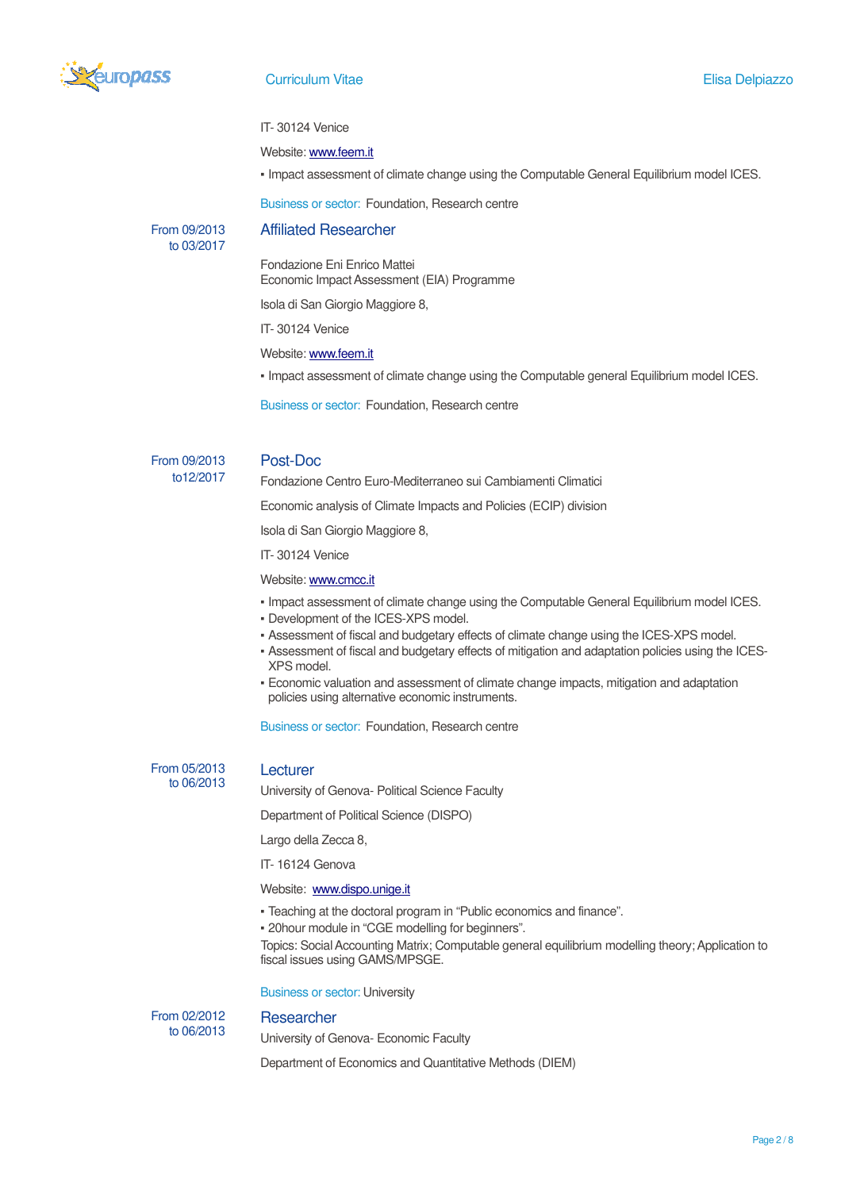IT- 30124 Venice

Website: www.feem.it

- Impact assessment of climate change using the Computable General Equilibrium model ICES.

Business or sector: Foundation, Research centre

From 09/2013 to 03/2017

### Affiliated Researcher

Fondazione Eni Enrico Mattei
Economic Impact Assessment (EIA) Programme

Isola di San Giorgio Maggiore 8,

IT- 30124 Venice

Website: www.feem.it

- Impact assessment of climate change using the Computable general Equilibrium model ICES.

Business or sector: Foundation, Research centre

From 09/2013 to12/2017

### Post-Doc

Fondazione Centro Euro-Mediterraneo sui Cambiamenti Climatici

Economic analysis of Climate Impacts and Policies (ECIP) division

Isola di San Giorgio Maggiore 8,

IT- 30124 Venice

Website: www.cmcc.it

- Impact assessment of climate change using the Computable General Equilibrium model ICES.
- Development of the ICES-XPS model.
- Assessment of fiscal and budgetary effects of climate change using the ICES-XPS model.
- Assessment of fiscal and budgetary effects of mitigation and adaptation policies using the ICES-XPS model.
- Economic valuation and assessment of climate change impacts, mitigation and adaptation policies using alternative economic instruments.

Business or sector: Foundation, Research centre

From 05/2013 to 06/2013

### Lecturer

University of Genova- Political Science Faculty

Department of Political Science (DISPO)

Largo della Zecca 8,

IT- 16124 Genova

Website: www.dispo.unige.it

- Teaching at the doctoral program in "Public economics and finance".
- 20hour module in "CGE modelling for beginners".

Topics: Social Accounting Matrix; Computable general equilibrium modelling theory; Application to fiscal issues using GAMS/MPSGE.

Business or sector: University

From 02/2012 to 06/2013

### Researcher

University of Genova- Economic Faculty

Department of Economics and Quantitative Methods (DIEM)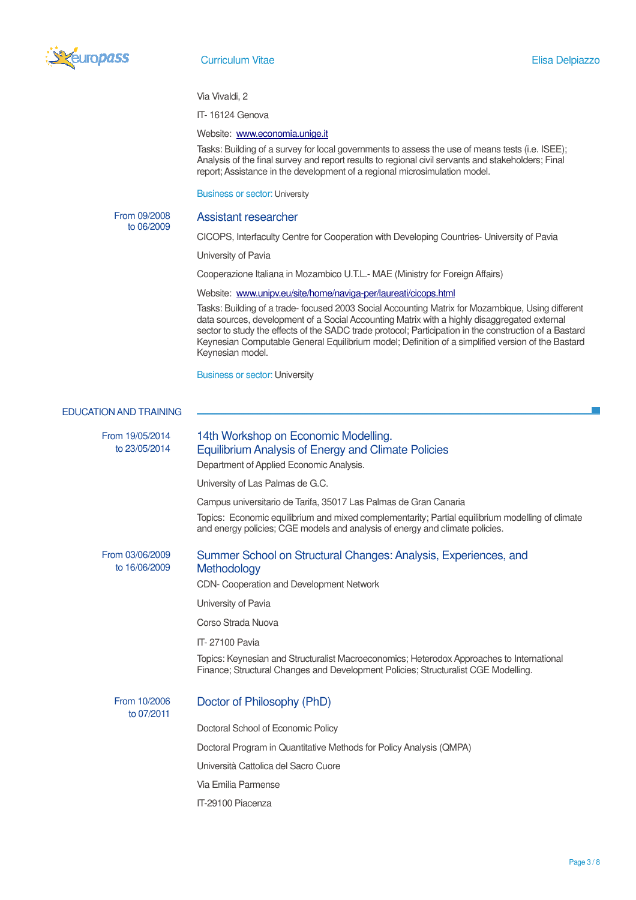Via Vivaldi, 2

IT- 16124 Genova

Website: www.economia.unige.it

Tasks: Building of a survey for local governments to assess the use of means tests (i.e. ISEE); Analysis of the final survey and report results to regional civil servants and stakeholders; Final report; Assistance in the development of a regional microsimulation model.

Business or sector: University

From 09/2008 to 06/2009

### Assistant researcher

CICOPS, Interfaculty Centre for Cooperation with Developing Countries- University of Pavia

University of Pavia

Cooperazione Italiana in Mozambico U.T.L.- MAE (Ministry for Foreign Affairs)

Website: www.unipv.eu/site/home/naviga-per/laureati/cicops.html

Tasks: Building of a trade- focused 2003 Social Accounting Matrix for Mozambique, Using different data sources, development of a Social Accounting Matrix with a highly disaggregated external sector to study the effects of the SADC trade protocol; Participation in the construction of a Bastard Keynesian Computable General Equilibrium model; Definition of a simplified version of the Bastard Keynesian model.

Business or sector: University

## EDUCATION AND TRAINING

From 19/05/2014 to 23/05/2014

### 14th Workshop on Economic Modelling. Equilibrium Analysis of Energy and Climate Policies

Department of Applied Economic Analysis.

University of Las Palmas de G.C.

Campus universitario de Tarifa, 35017 Las Palmas de Gran Canaria

Topics: Economic equilibrium and mixed complementarity; Partial equilibrium modelling of climate and energy policies; CGE models and analysis of energy and climate policies.

From 03/06/2009 to 16/06/2009

### Summer School on Structural Changes: Analysis, Experiences, and Methodology

CDN- Cooperation and Development Network

University of Pavia

Corso Strada Nuova

IT- 27100 Pavia

Topics: Keynesian and Structuralist Macroeconomics; Heterodox Approaches to International Finance; Structural Changes and Development Policies; Structuralist CGE Modelling.

From 10/2006 to 07/2011

### Doctor of Philosophy (PhD)

Doctoral School of Economic Policy

Doctoral Program in Quantitative Methods for Policy Analysis (QMPA)

Università Cattolica del Sacro Cuore

Via Emilia Parmense

IT-29100 Piacenza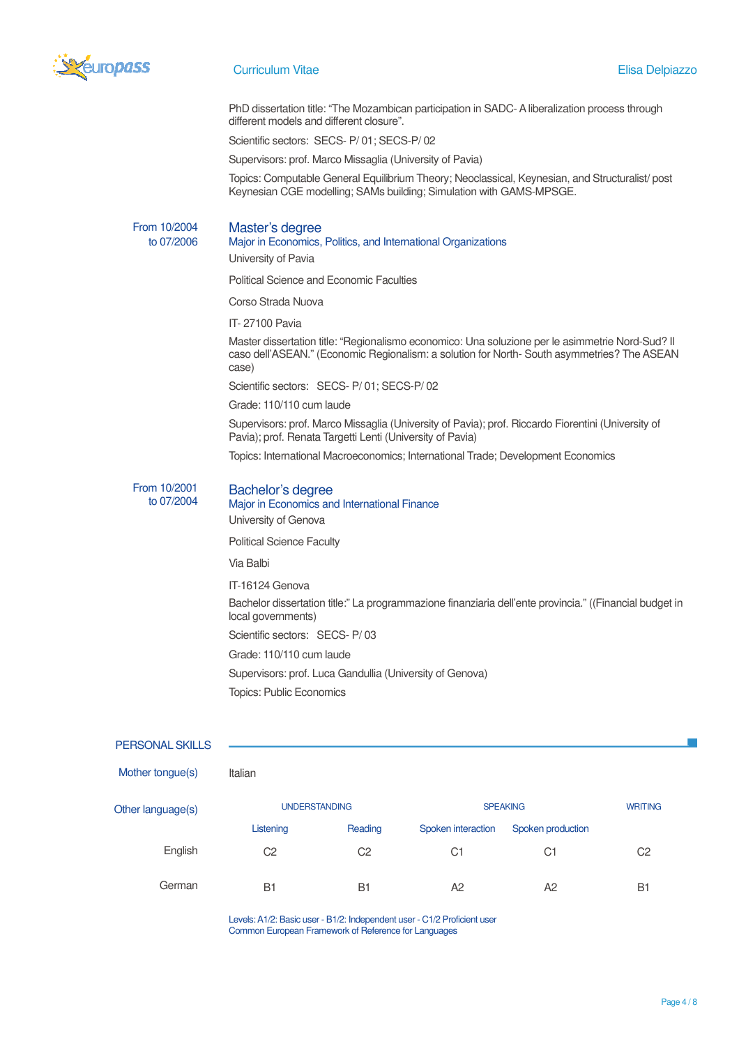PhD dissertation title: "The Mozambican participation in SADC- A liberalization process through different models and different closure".

Scientific sectors: SECS- P/ 01; SECS-P/ 02

Supervisors: prof. Marco Missaglia (University of Pavia)

Topics: Computable General Equilibrium Theory; Neoclassical, Keynesian, and Structuralist/ post Keynesian CGE modelling; SAMs building; Simulation with GAMS-MPSGE.

From 10/2004 to 07/2006

### Master's degree

Major in Economics, Politics, and International Organizations

University of Pavia

Political Science and Economic Faculties

Corso Strada Nuova

IT- 27100 Pavia

Master dissertation title: "Regionalismo economico: Una soluzione per le asimmetrie Nord-Sud? Il caso dell'ASEAN." (Economic Regionalism: a solution for North- South asymmetries? The ASEAN case)

Scientific sectors: SECS- P/ 01; SECS-P/ 02

Grade: 110/110 cum laude

Supervisors: prof. Marco Missaglia (University of Pavia); prof. Riccardo Fiorentini (University of Pavia); prof. Renata Targetti Lenti (University of Pavia)

Topics: International Macroeconomics; International Trade; Development Economics

From 10/2001 to 07/2004

### Bachelor's degree

Major in Economics and International Finance

University of Genova

Political Science Faculty

Via Balbi

IT-16124 Genova

Bachelor dissertation title:" La programmazione finanziaria dell'ente provincia." ((Financial budget in local governments)

Scientific sectors: SECS- P/ 03

Grade: 110/110 cum laude

Supervisors: prof. Luca Gandullia (University of Genova)

Topics: Public Economics

## PERSONAL SKILLS

Mother tongue(s): Italian

Other language(s)

| | UNDERSTANDING | | SPEAKING | | WRITING |
|---|---|---|---|---|---|
| | Listening | Reading | Spoken interaction | Spoken production | |
| English | C2 | C2 | C1 | C1 | C2 |
| German | B1 | B1 | A2 | A2 | B1 |

Levels: A1/2: Basic user - B1/2: Independent user - C1/2 Proficient user
Common European Framework of Reference for Languages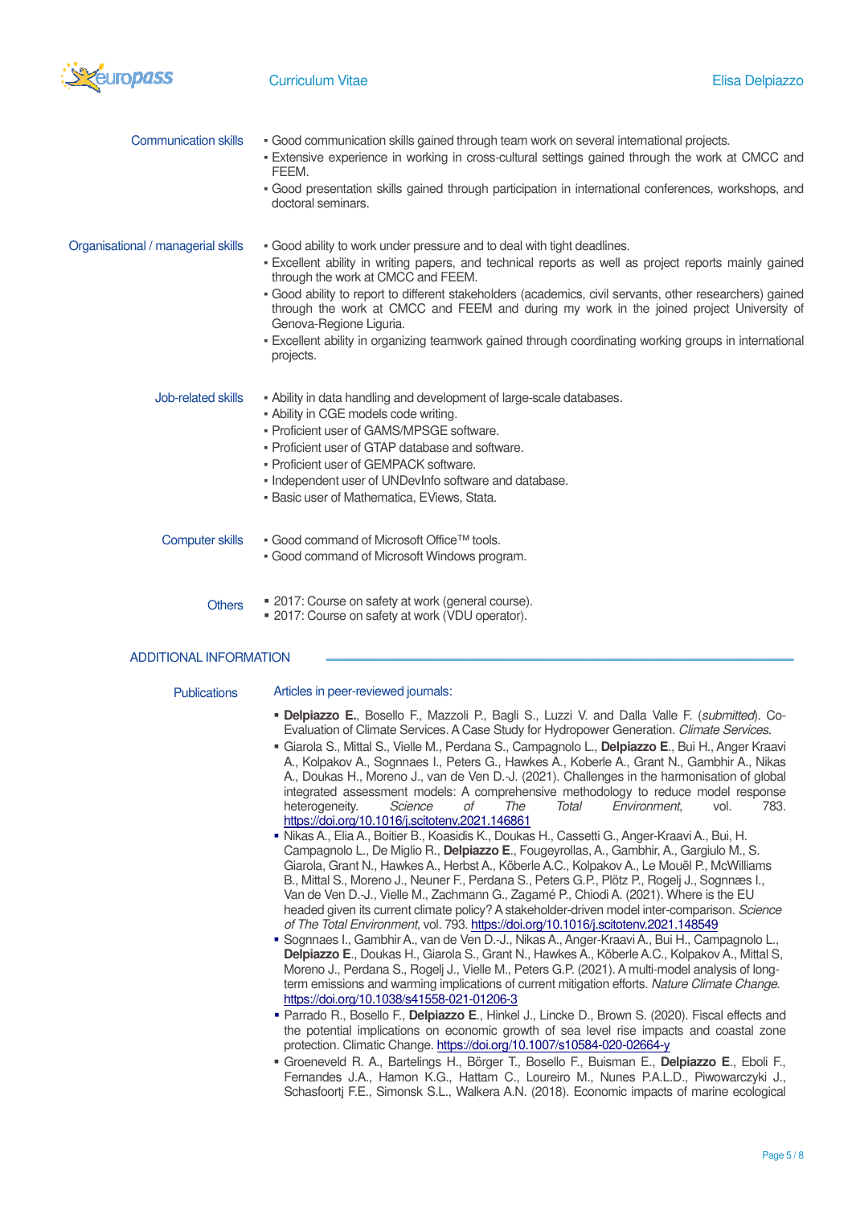**Communication skills**

- Good communication skills gained through team work on several international projects.
- Extensive experience in working in cross-cultural settings gained through the work at CMCC and FEEM.
- Good presentation skills gained through participation in international conferences, workshops, and doctoral seminars.

**Organisational / managerial skills**

- Good ability to work under pressure and to deal with tight deadlines.
- Excellent ability in writing papers, and technical reports as well as project reports mainly gained through the work at CMCC and FEEM.
- Good ability to report to different stakeholders (academics, civil servants, other researchers) gained through the work at CMCC and FEEM and during my work in the joined project University of Genova-Regione Liguria.
- Excellent ability in organizing teamwork gained through coordinating working groups in international projects.

**Job-related skills**

- Ability in data handling and development of large-scale databases.
- Ability in CGE models code writing.
- Proficient user of GAMS/MPSGE software.
- Proficient user of GTAP database and software.
- Proficient user of GEMPACK software.
- Independent user of UNDevInfo software and database.
- Basic user of Mathematica, EViews, Stata.

**Computer skills**

- Good command of Microsoft Office™ tools.
- Good command of Microsoft Windows program.

**Others**

- 2017: Course on safety at work (general course).
- 2017: Course on safety at work (VDU operator).

## ADDITIONAL INFORMATION

**Publications**

Articles in peer-reviewed journals:

- **Delpiazzo E.**, Bosello F., Mazzoli P., Bagli S., Luzzi V. and Dalla Valle F. (*submitted*). Co-Evaluation of Climate Services. A Case Study for Hydropower Generation. *Climate Services*.
- Giarola S., Mittal S., Vielle M., Perdana S., Campagnolo L., **Delpiazzo E.**, Bui H., Anger Kraavi A., Kolpakov A., Sognnaes I., Peters G., Hawkes A., Koberle A., Grant N., Gambhir A., Nikas A., Doukas H., Moreno J., van de Ven D.-J. (2021). Challenges in the harmonisation of global integrated assessment models: A comprehensive methodology to reduce model response heterogeneity. *Science of The Total Environment*, vol. 783. https://doi.org/10.1016/j.scitotenv.2021.146861
- Nikas A., Elia A., Boitier B., Koasidis K., Doukas H., Cassetti G., Anger-Kraavi A., Bui, H. Campagnolo L., De Miglio R., **Delpiazzo E.**, Fougeyrollas, A., Gambhir, A., Gargiulo M., S. Giarola, Grant N., Hawkes A., Herbst A., Köberle A.C., Kolpakov A., Le Mouël P., McWilliams B., Mittal S., Moreno J., Neuner F., Perdana S., Peters G.P., Plötz P., Rogelj J., Sognnæs I., Van de Ven D.-J., Vielle M., Zachmann G., Zagamé P., Chiodi A. (2021). Where is the EU headed given its current climate policy? A stakeholder-driven model inter-comparison. *Science of The Total Environment*, vol. 793. https://doi.org/10.1016/j.scitotenv.2021.148549
- Sognnaes I., Gambhir A., van de Ven D.-J., Nikas A., Anger-Kraavi A., Bui H., Campagnolo L., **Delpiazzo E.**, Doukas H., Giarola S., Grant N., Hawkes A., Köberle A.C., Kolpakov A., Mittal S, Moreno J., Perdana S., Rogelj J., Vielle M., Peters G.P. (2021). A multi-model analysis of long-term emissions and warming implications of current mitigation efforts. *Nature Climate Change*. https://doi.org/10.1038/s41558-021-01206-3
- Parrado R., Bosello F., **Delpiazzo E.**, Hinkel J., Lincke D., Brown S. (2020). Fiscal effects and the potential implications on economic growth of sea level rise impacts and coastal zone protection. Climatic Change. https://doi.org/10.1007/s10584-020-02664-y
- Groeneveld R. A., Bartelings H., Börger T., Bosello F., Buisman E., **Delpiazzo E.**, Eboli F., Fernandes J.A., Hamon K.G., Hattam C., Loureiro M., Nunes P.A.L.D., Piwowarczyki J., Schasfoortj F.E., Simonsk S.L., Walkera A.N. (2018). Economic impacts of marine ecological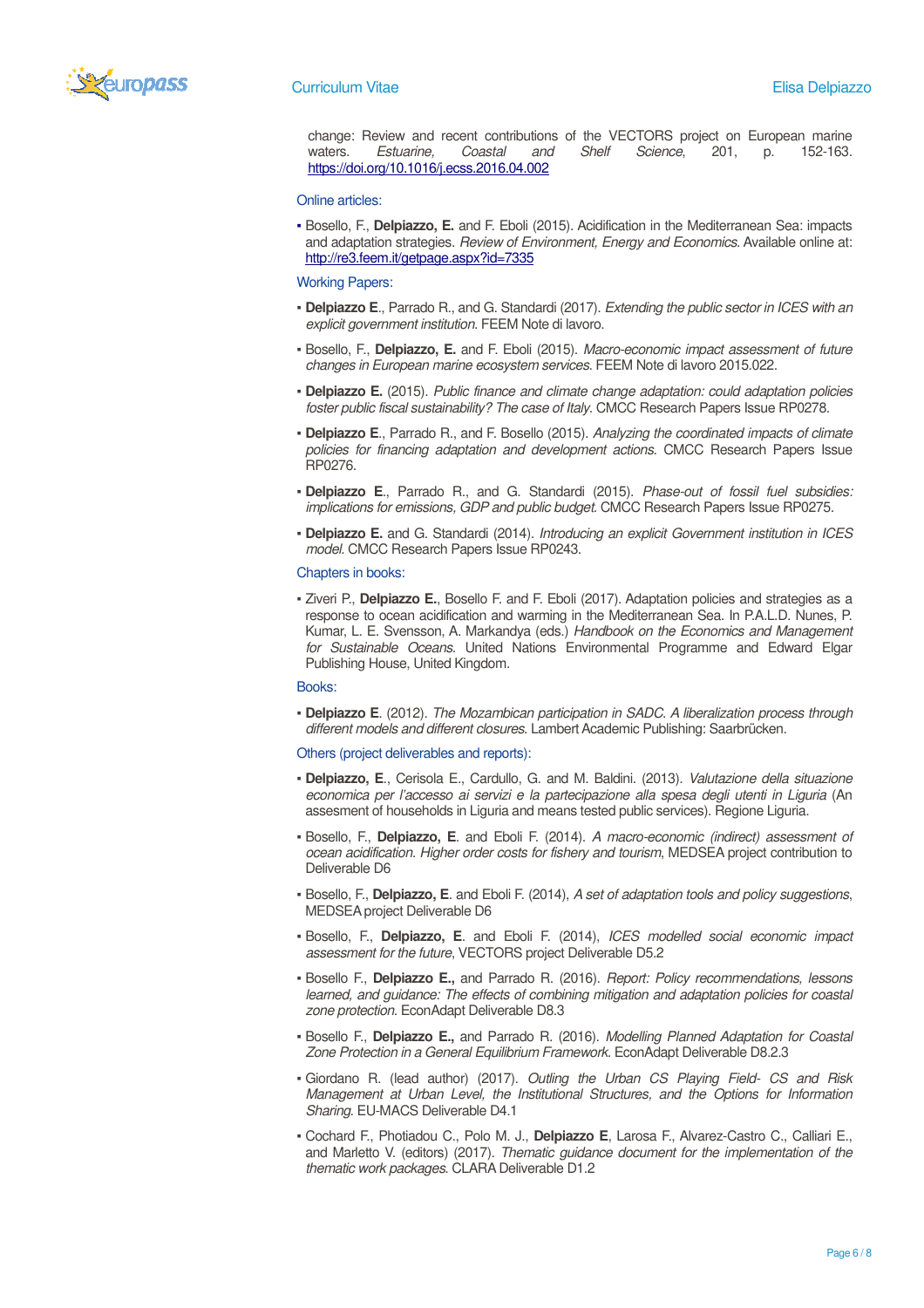change: Review and recent contributions of the VECTORS project on European marine waters. *Estuarine, Coastal and Shelf Science*, 201, p. 152-163. https://doi.org/10.1016/j.ecss.2016.04.002

Online articles:

- Bosello, F., **Delpiazzo, E.** and F. Eboli (2015). Acidification in the Mediterranean Sea: impacts and adaptation strategies. *Review of Environment, Energy and Economics*. Available online at: http://re3.feem.it/getpage.aspx?id=7335

Working Papers:

- **Delpiazzo E**., Parrado R., and G. Standardi (2017). *Extending the public sector in ICES with an explicit government institution.* FEEM Note di lavoro.
- Bosello, F., **Delpiazzo, E.** and F. Eboli (2015). *Macro-economic impact assessment of future changes in European marine ecosystem services.* FEEM Note di lavoro 2015.022.
- **Delpiazzo E.** (2015). *Public finance and climate change adaptation: could adaptation policies foster public fiscal sustainability? The case of Italy.* CMCC Research Papers Issue RP0278.
- **Delpiazzo E**., Parrado R., and F. Bosello (2015). *Analyzing the coordinated impacts of climate policies for financing adaptation and development actions.* CMCC Research Papers Issue RP0276.
- **Delpiazzo E**., Parrado R., and G. Standardi (2015). *Phase-out of fossil fuel subsidies: implications for emissions, GDP and public budget.* CMCC Research Papers Issue RP0275.
- **Delpiazzo E.** and G. Standardi (2014). *Introducing an explicit Government institution in ICES model.* CMCC Research Papers Issue RP0243.

Chapters in books:

- Ziveri P., **Delpiazzo E.**, Bosello F. and F. Eboli (2017). Adaptation policies and strategies as a response to ocean acidification and warming in the Mediterranean Sea. In P.A.L.D. Nunes, P. Kumar, L. E. Svensson, A. Markandya (eds.) *Handbook on the Economics and Management for Sustainable Oceans*. United Nations Environmental Programme and Edward Elgar Publishing House, United Kingdom.

Books:

- **Delpiazzo E**. (2012). *The Mozambican participation in SADC. A liberalization process through different models and different closures.* Lambert Academic Publishing: Saarbrücken.

Others (project deliverables and reports):

- **Delpiazzo, E**., Cerisola E., Cardullo, G. and M. Baldini. (2013). *Valutazione della situazione economica per l'accesso ai servizi e la partecipazione alla spesa degli utenti in Liguria* (An assesment of households in Liguria and means tested public services). Regione Liguria.
- Bosello, F., **Delpiazzo, E**. and Eboli F. (2014). *A macro-economic (indirect) assessment of ocean acidification. Higher order costs for fishery and tourism*, MEDSEA project contribution to Deliverable D6
- Bosello, F., **Delpiazzo, E**. and Eboli F. (2014), *A set of adaptation tools and policy suggestions*, MEDSEA project Deliverable D6
- Bosello, F., **Delpiazzo, E**. and Eboli F. (2014), *ICES modelled social economic impact assessment for the future*, VECTORS project Deliverable D5.2
- Bosello F., **Delpiazzo E.,** and Parrado R. (2016). *Report: Policy recommendations, lessons learned, and guidance: The effects of combining mitigation and adaptation policies for coastal zone protection*. EconAdapt Deliverable D8.3
- Bosello F., **Delpiazzo E.,** and Parrado R. (2016). *Modelling Planned Adaptation for Coastal Zone Protection in a General Equilibrium Framework*. EconAdapt Deliverable D8.2.3
- Giordano R. (lead author) (2017). *Outling the Urban CS Playing Field- CS and Risk Management at Urban Level, the Institutional Structures, and the Options for Information Sharing*. EU-MACS Deliverable D4.1
- Cochard F., Photiadou C., Polo M. J., **Delpiazzo E**, Larosa F., Alvarez-Castro C., Calliari E., and Marletto V. (editors) (2017). *Thematic guidance document for the implementation of the thematic work packages*. CLARA Deliverable D1.2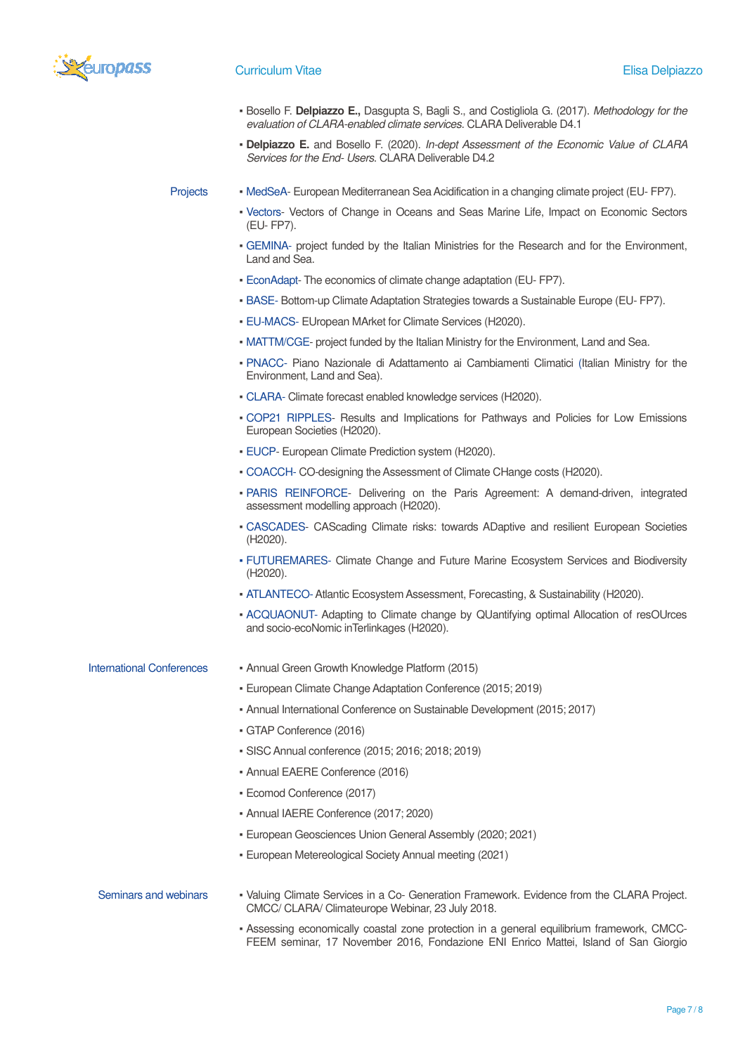- Bosello F. **Delpiazzo E.,** Dasgupta S, Bagli S., and Costigliola G. (2017). *Methodology for the evaluation of CLARA-enabled climate services.* CLARA Deliverable D4.1
- **Delpiazzo E.** and Bosello F. (2020). *In-dept Assessment of the Economic Value of CLARA Services for the End- Users.* CLARA Deliverable D4.2

## Projects

- MedSeA- European Mediterranean Sea Acidification in a changing climate project (EU- FP7).
- Vectors- Vectors of Change in Oceans and Seas Marine Life, Impact on Economic Sectors (EU- FP7).
- GEMINA- project funded by the Italian Ministries for the Research and for the Environment, Land and Sea.
- EconAdapt- The economics of climate change adaptation (EU- FP7).
- BASE- Bottom-up Climate Adaptation Strategies towards a Sustainable Europe (EU- FP7).
- EU-MACS- EUropean MArket for Climate Services (H2020).
- MATTM/CGE- project funded by the Italian Ministry for the Environment, Land and Sea.
- PNACC- Piano Nazionale di Adattamento ai Cambiamenti Climatici (Italian Ministry for the Environment, Land and Sea).
- CLARA- Climate forecast enabled knowledge services (H2020).
- COP21 RIPPLES- Results and Implications for Pathways and Policies for Low Emissions European Societies (H2020).
- EUCP- European Climate Prediction system (H2020).
- COACCH- CO-designing the Assessment of Climate CHange costs (H2020).
- PARIS REINFORCE- Delivering on the Paris Agreement: A demand-driven, integrated assessment modelling approach (H2020).
- CASCADES- CAScading Climate risks: towards ADaptive and resilient European Societies (H2020).
- FUTUREMARES- Climate Change and Future Marine Ecosystem Services and Biodiversity (H2020).
- ATLANTECO- Atlantic Ecosystem Assessment, Forecasting, & Sustainability (H2020).
- ACQUAONUT- Adapting to Climate change by QUantifying optimal Allocation of resOUrces and socio-ecoNomic inTerlinkages (H2020).

## International Conferences

- Annual Green Growth Knowledge Platform (2015)
- European Climate Change Adaptation Conference (2015; 2019)
- Annual International Conference on Sustainable Development (2015; 2017)
- GTAP Conference (2016)
- SISC Annual conference (2015; 2016; 2018; 2019)
- Annual EAERE Conference (2016)
- Ecomod Conference (2017)
- Annual IAERE Conference (2017; 2020)
- European Geosciences Union General Assembly (2020; 2021)
- European Metereological Society Annual meeting (2021)

## Seminars and webinars

- Valuing Climate Services in a Co- Generation Framework. Evidence from the CLARA Project. CMCC/ CLARA/ Climateurope Webinar, 23 July 2018.
- Assessing economically coastal zone protection in a general equilibrium framework, CMCC-FEEM seminar, 17 November 2016, Fondazione ENI Enrico Mattei, Island of San Giorgio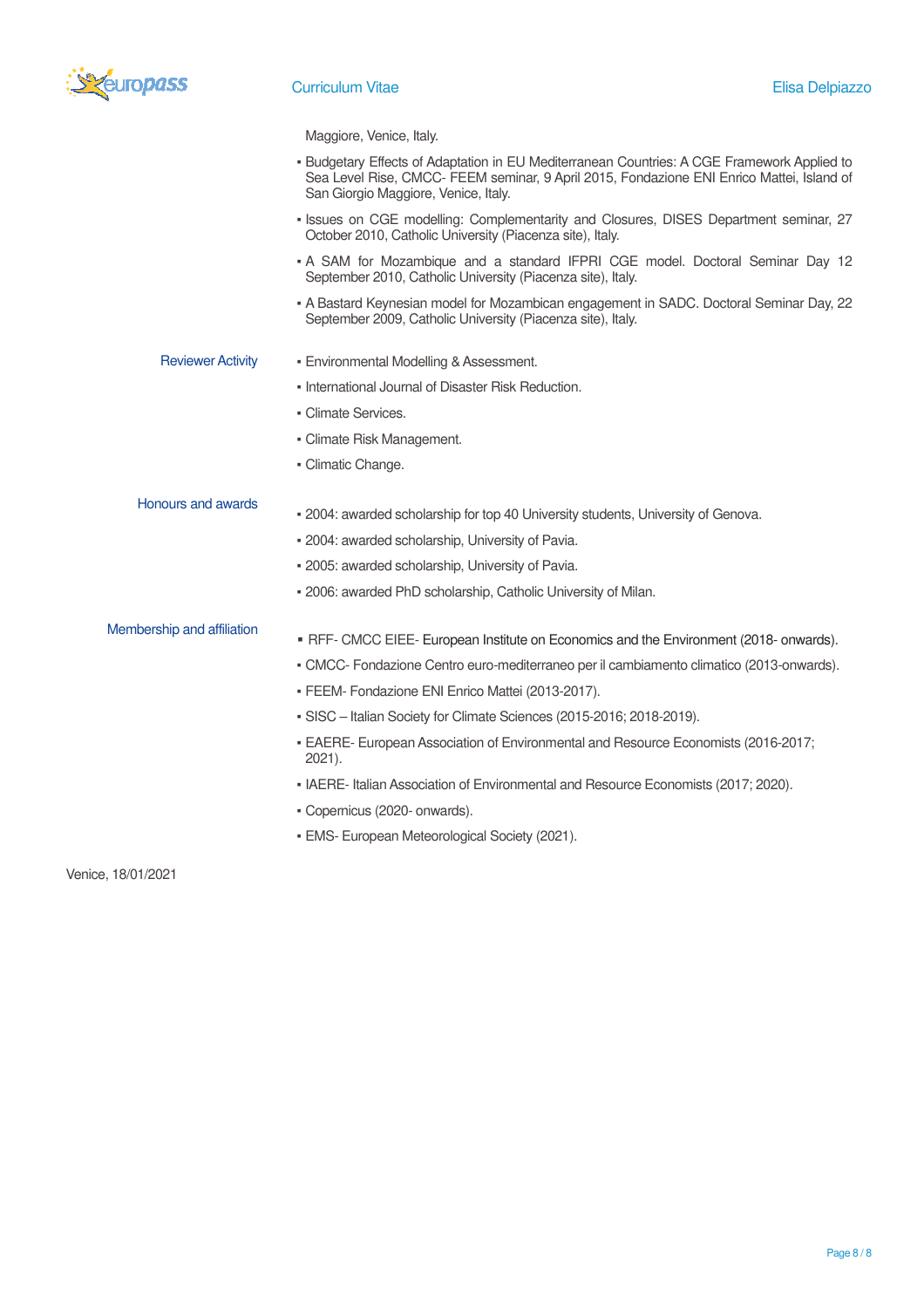Maggiore, Venice, Italy.

- Budgetary Effects of Adaptation in EU Mediterranean Countries: A CGE Framework Applied to Sea Level Rise, CMCC- FEEM seminar, 9 April 2015, Fondazione ENI Enrico Mattei, Island of San Giorgio Maggiore, Venice, Italy.
- Issues on CGE modelling: Complementarity and Closures, DISES Department seminar, 27 October 2010, Catholic University (Piacenza site), Italy.
- A SAM for Mozambique and a standard IFPRI CGE model. Doctoral Seminar Day 12 September 2010, Catholic University (Piacenza site), Italy.
- A Bastard Keynesian model for Mozambican engagement in SADC. Doctoral Seminar Day, 22 September 2009, Catholic University (Piacenza site), Italy.

## Reviewer Activity

- Environmental Modelling & Assessment.
- International Journal of Disaster Risk Reduction.
- Climate Services.
- Climate Risk Management.
- Climatic Change.

## Honours and awards

- 2004: awarded scholarship for top 40 University students, University of Genova.
- 2004: awarded scholarship, University of Pavia.
- 2005: awarded scholarship, University of Pavia.
- 2006: awarded PhD scholarship, Catholic University of Milan.

## Membership and affiliation

- RFF- CMCC EIEE- European Institute on Economics and the Environment (2018- onwards).
- CMCC- Fondazione Centro euro-mediterraneo per il cambiamento climatico (2013-onwards).
- FEEM- Fondazione ENI Enrico Mattei (2013-2017).
- SISC – Italian Society for Climate Sciences (2015-2016; 2018-2019).
- EAERE- European Association of Environmental and Resource Economists (2016-2017; 2021).
- IAERE- Italian Association of Environmental and Resource Economists (2017; 2020).
- Copernicus (2020- onwards).
- EMS- European Meteorological Society (2021).

Venice, 18/01/2021